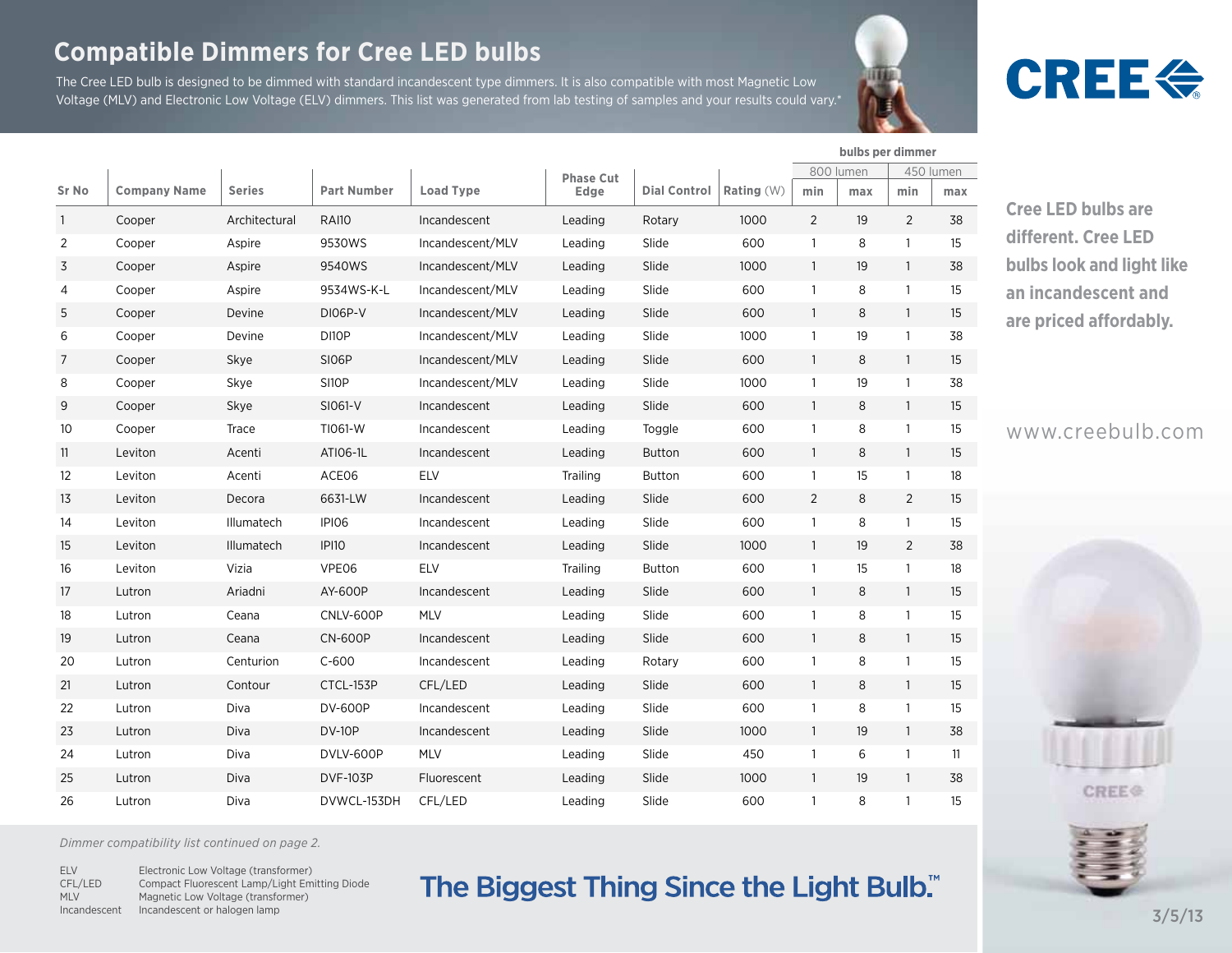# Compatible Dimmers for Cree LED bulbs

The Cree LED bulb is designed to be dimmed with standard incandescent type dimmers. It is also compatible with most Magnetic Low Voltage (MLV) and Electronic Low Voltage (ELV) dimmers. This list was generated from lab testing of samples and your results could vary.*

**CREE**

| Sr No | Company Name | Series | Part Number | Load Type | Phase Cut Edge | Dial Control | Rating (W) | bulbs per dimmer | | | |
|---|---|---|---|---|---|---|---|---|---|---|---|
| | | | | | | | | 800 lumen | | 450 lumen | |
| | | | | | | | | min | max | min | max |
| 1 | Cooper | Architectural | RAI10 | Incandescent | Leading | Rotary | 1000 | 2 | 19 | 2 | 38 |
| 2 | Cooper | Aspire | 9530WS | Incandescent/MLV | Leading | Slide | 600 | 1 | 8 | 1 | 15 |
| 3 | Cooper | Aspire | 9540WS | Incandescent/MLV | Leading | Slide | 1000 | 1 | 19 | 1 | 38 |
| 4 | Cooper | Aspire | 9534WS-K-L | Incandescent/MLV | Leading | Slide | 600 | 1 | 8 | 1 | 15 |
| 5 | Cooper | Devine | DI06P-V | Incandescent/MLV | Leading | Slide | 600 | 1 | 8 | 1 | 15 |
| 6 | Cooper | Devine | DI10P | Incandescent/MLV | Leading | Slide | 1000 | 1 | 19 | 1 | 38 |
| 7 | Cooper | Skye | SI06P | Incandescent/MLV | Leading | Slide | 600 | 1 | 8 | 1 | 15 |
| 8 | Cooper | Skye | SI10P | Incandescent/MLV | Leading | Slide | 1000 | 1 | 19 | 1 | 38 |
| 9 | Cooper | Skye | SI061-V | Incandescent | Leading | Slide | 600 | 1 | 8 | 1 | 15 |
| 10 | Cooper | Trace | TI061-W | Incandescent | Leading | Toggle | 600 | 1 | 8 | 1 | 15 |
| 11 | Leviton | Acenti | ATI06-1L | Incandescent | Leading | Button | 600 | 1 | 8 | 1 | 15 |
| 12 | Leviton | Acenti | ACE06 | ELV | Trailing | Button | 600 | 1 | 15 | 1 | 18 |
| 13 | Leviton | Decora | 6631-LW | Incandescent | Leading | Slide | 600 | 2 | 8 | 2 | 15 |
| 14 | Leviton | Illumatech | IPI06 | Incandescent | Leading | Slide | 600 | 1 | 8 | 1 | 15 |
| 15 | Leviton | Illumatech | IPI10 | Incandescent | Leading | Slide | 1000 | 1 | 19 | 2 | 38 |
| 16 | Leviton | Vizia | VPE06 | ELV | Trailing | Button | 600 | 1 | 15 | 1 | 18 |
| 17 | Lutron | Ariadni | AY-600P | Incandescent | Leading | Slide | 600 | 1 | 8 | 1 | 15 |
| 18 | Lutron | Ceana | CNLV-600P | MLV | Leading | Slide | 600 | 1 | 8 | 1 | 15 |
| 19 | Lutron | Ceana | CN-600P | Incandescent | Leading | Slide | 600 | 1 | 8 | 1 | 15 |
| 20 | Lutron | Centurion | C-600 | Incandescent | Leading | Rotary | 600 | 1 | 8 | 1 | 15 |
| 21 | Lutron | Contour | CTCL-153P | CFL/LED | Leading | Slide | 600 | 1 | 8 | 1 | 15 |
| 22 | Lutron | Diva | DV-600P | Incandescent | Leading | Slide | 600 | 1 | 8 | 1 | 15 |
| 23 | Lutron | Diva | DV-10P | Incandescent | Leading | Slide | 1000 | 1 | 19 | 1 | 38 |
| 24 | Lutron | Diva | DVLV-600P | MLV | Leading | Slide | 450 | 1 | 6 | 1 | 11 |
| 25 | Lutron | Diva | DVF-103P | Fluorescent | Leading | Slide | 1000 | 1 | 19 | 1 | 38 |
| 26 | Lutron | Diva | DVWCL-153DH | CFL/LED | Leading | Slide | 600 | 1 | 8 | 1 | 15 |

*Dimmer compatibility list continued on page 2.*

ELV — Electronic Low Voltage (transformer)
CFL/LED — Compact Fluorescent Lamp/Light Emitting Diode
MLV — Magnetic Low Voltage (transformer)
Incandescent — Incandescent or halogen lamp

**Cree LED bulbs are different. Cree LED bulbs look and light like an incandescent and are priced affordably.**

www.creebulb.com

The Biggest Thing Since the Light Bulb.™

3/5/13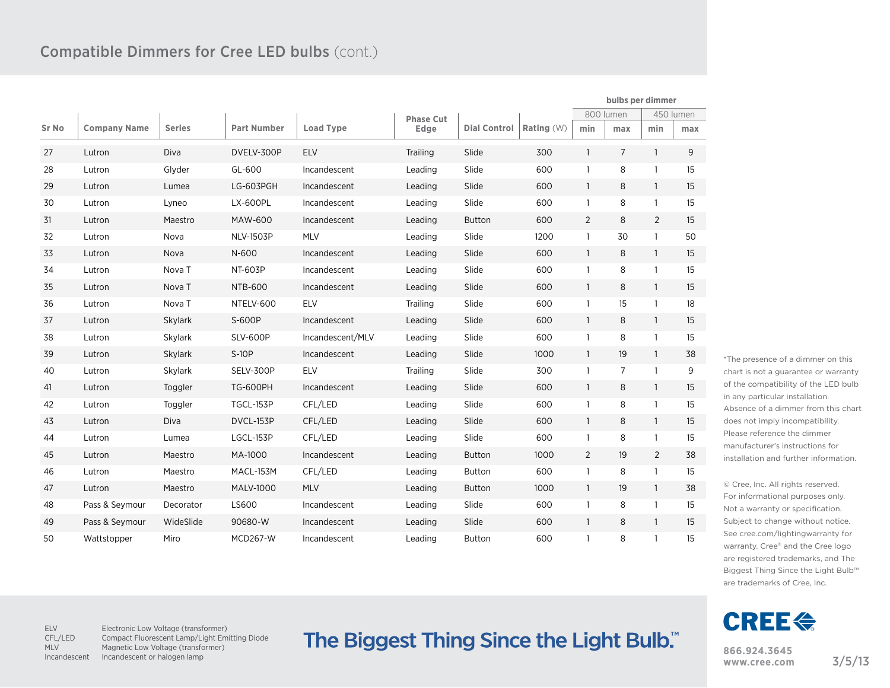## Compatible Dimmers for Cree LED bulbs (cont.)

| Sr No | Company Name | Series | Part Number | Load Type | Phase Cut Edge | Dial Control | Rating (W) | bulbs per dimmer 800 lumen min | bulbs per dimmer 800 lumen max | bulbs per dimmer 450 lumen min | bulbs per dimmer 450 lumen max |
|---|---|---|---|---|---|---|---|---|---|---|---|
| 27 | Lutron | Diva | DVELV-300P | ELV | Trailing | Slide | 300 | 1 | 7 | 1 | 9 |
| 28 | Lutron | Glyder | GL-600 | Incandescent | Leading | Slide | 600 | 1 | 8 | 1 | 15 |
| 29 | Lutron | Lumea | LG-603PGH | Incandescent | Leading | Slide | 600 | 1 | 8 | 1 | 15 |
| 30 | Lutron | Lyneo | LX-600PL | Incandescent | Leading | Slide | 600 | 1 | 8 | 1 | 15 |
| 31 | Lutron | Maestro | MAW-600 | Incandescent | Leading | Button | 600 | 2 | 8 | 2 | 15 |
| 32 | Lutron | Nova | NLV-1503P | MLV | Leading | Slide | 1200 | 1 | 30 | 1 | 50 |
| 33 | Lutron | Nova | N-600 | Incandescent | Leading | Slide | 600 | 1 | 8 | 1 | 15 |
| 34 | Lutron | Nova T | NT-603P | Incandescent | Leading | Slide | 600 | 1 | 8 | 1 | 15 |
| 35 | Lutron | Nova T | NTB-600 | Incandescent | Leading | Slide | 600 | 1 | 8 | 1 | 15 |
| 36 | Lutron | Nova T | NTELV-600 | ELV | Trailing | Slide | 600 | 1 | 15 | 1 | 18 |
| 37 | Lutron | Skylark | S-600P | Incandescent | Leading | Slide | 600 | 1 | 8 | 1 | 15 |
| 38 | Lutron | Skylark | SLV-600P | Incandescent/MLV | Leading | Slide | 600 | 1 | 8 | 1 | 15 |
| 39 | Lutron | Skylark | S-10P | Incandescent | Leading | Slide | 1000 | 1 | 19 | 1 | 38 |
| 40 | Lutron | Skylark | SELV-300P | ELV | Trailing | Slide | 300 | 1 | 7 | 1 | 9 |
| 41 | Lutron | Toggler | TG-600PH | Incandescent | Leading | Slide | 600 | 1 | 8 | 1 | 15 |
| 42 | Lutron | Toggler | TGCL-153P | CFL/LED | Leading | Slide | 600 | 1 | 8 | 1 | 15 |
| 43 | Lutron | Diva | DVCL-153P | CFL/LED | Leading | Slide | 600 | 1 | 8 | 1 | 15 |
| 44 | Lutron | Lumea | LGCL-153P | CFL/LED | Leading | Slide | 600 | 1 | 8 | 1 | 15 |
| 45 | Lutron | Maestro | MA-1000 | Incandescent | Leading | Button | 1000 | 2 | 19 | 2 | 38 |
| 46 | Lutron | Maestro | MACL-153M | CFL/LED | Leading | Button | 600 | 1 | 8 | 1 | 15 |
| 47 | Lutron | Maestro | MALV-1000 | MLV | Leading | Button | 1000 | 1 | 19 | 1 | 38 |
| 48 | Pass & Seymour | Decorator | LS600 | Incandescent | Leading | Slide | 600 | 1 | 8 | 1 | 15 |
| 49 | Pass & Seymour | WideSlide | 90680-W | Incandescent | Leading | Slide | 600 | 1 | 8 | 1 | 15 |
| 50 | Wattstopper | Miro | MCD267-W | Incandescent | Leading | Button | 600 | 1 | 8 | 1 | 15 |

*The presence of a dimmer on this chart is not a guarantee or warranty of the compatibility of the LED bulb in any particular installation. Absence of a dimmer from this chart does not imply incompatibility. Please reference the dimmer manufacturer's instructions for installation and further information.

© Cree, Inc. All rights reserved. For informational purposes only. Not a warranty or specification. Subject to change without notice. See cree.com/lightingwarranty for warranty. Cree® and the Cree logo are registered trademarks, and The Biggest Thing Since the Light Bulb™ are trademarks of Cree, Inc.

ELV — Electronic Low Voltage (transformer)
CFL/LED — Compact Fluorescent Lamp/Light Emitting Diode
MLV — Magnetic Low Voltage (transformer)
Incandescent — Incandescent or halogen lamp

**The Biggest Thing Since the Light Bulb.™**

CREE

866.924.3645
www.cree.com

3/5/13